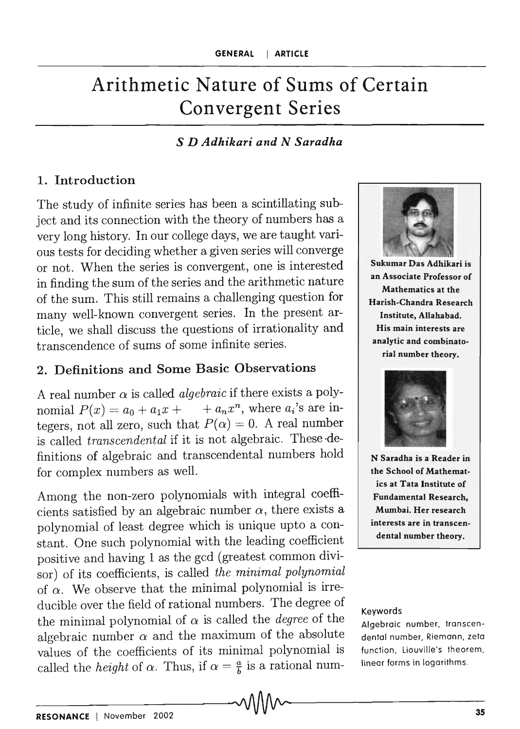GENERAL | ARTICLE

# Arithmetic Nature of Sums of Certain Convergent Series

*S D Adhikari and N Saradha*

## 1. Introduction

The study of infinite series has been a scintillating subject and its connection with the theory of numbers has a very long history. In our college days, we are taught various tests for deciding whether a given series will converge or not. When the series is convergent, one is interested in finding the sum of the series and the arithmetic nature of the sum. This still remains a challenging question for many well-known convergent series. In the present article, we shall discuss the questions of irrationality and transcendence of sums of some infinite series.

**Sukumar Das Adhikari is an Associate Professor of Mathematics at the Harish-Chandra Research Institute, Allahabad. His main interests are analytic and combinatorial number theory.**

**N Saradha is a Reader in the School of Mathematics at Tata Institute of Fundamental Research, Mumbai. Her research interests are in transcendental number theory.**

## 2. Definitions and Some Basic Observations

A real number $\alpha$ is called *algebraic* if there exists a polynomial $P(x) = a_0 + a_1x + \quad + a_nx^n$, where $a_i$'s are integers, not all zero, such that $P(\alpha) = 0$. A real number is called *transcendental* if it is not algebraic. These definitions of algebraic and transcendental numbers hold for complex numbers as well.

Among the non-zero polynomials with integral coefficients satisfied by an algebraic number $\alpha$, there exists a polynomial of least degree which is unique upto a constant. One such polynomial with the leading coefficient positive and having 1 as the gcd (greatest common divisor) of its coefficients, is called *the minimal polynomial* of $\alpha$. We observe that the minimal polynomial is irreducible over the field of rational numbers. The degree of the minimal polynomial of $\alpha$ is called the *degree* of the algebraic number $\alpha$ and the maximum of the absolute values of the coefficients of its minimal polynomial is called the *height* of $\alpha$. Thus, if $\alpha = \frac{a}{b}$ is a rational num-

Keywords

Algebraic number, transcendental number, Riemann, zeta function, Liouville's theorem, linear forms in logarithms.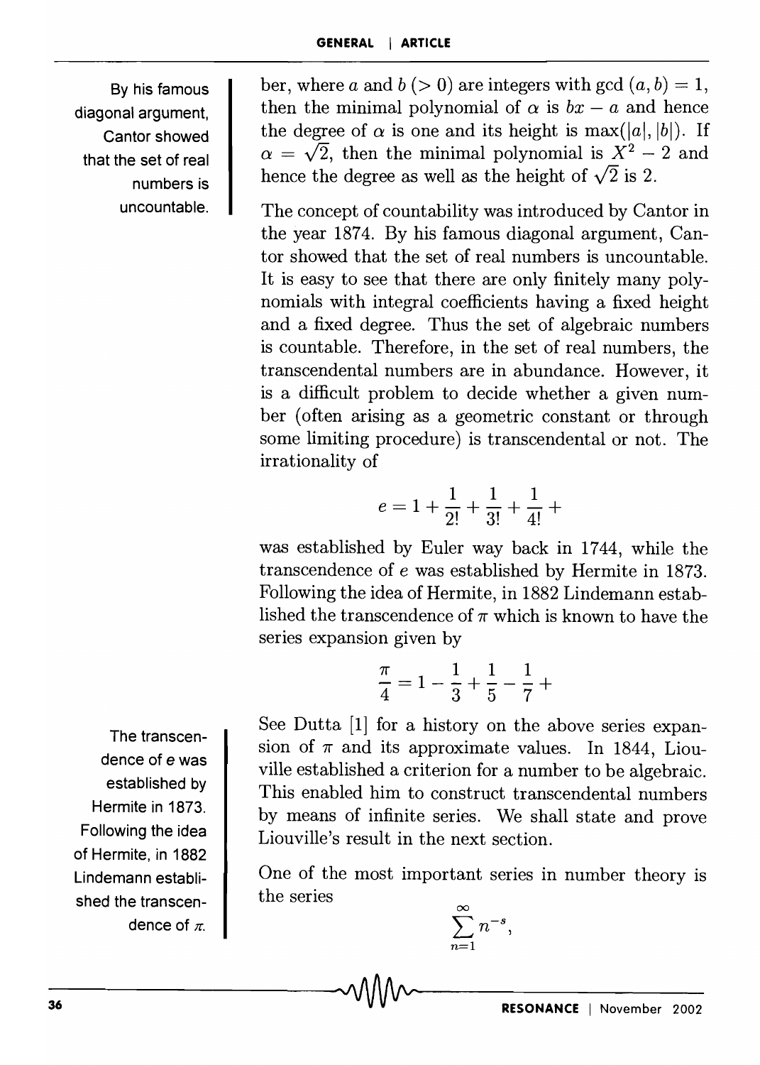ber, where $a$ and $b$ ($> 0$) are integers with gcd $(a, b) = 1$, then the minimal polynomial of $\alpha$ is $bx - a$ and hence the degree of $\alpha$ is one and its height is $\max(|a|, |b|)$. If $\alpha = \sqrt{2}$, then the minimal polynomial is $X^2 - 2$ and hence the degree as well as the height of $\sqrt{2}$ is 2.

By his famous diagonal argument, Cantor showed that the set of real numbers is uncountable.

The concept of countability was introduced by Cantor in the year 1874. By his famous diagonal argument, Cantor showed that the set of real numbers is uncountable. It is easy to see that there are only finitely many polynomials with integral coefficients having a fixed height and a fixed degree. Thus the set of algebraic numbers is countable. Therefore, in the set of real numbers, the transcendental numbers are in abundance. However, it is a difficult problem to decide whether a given number (often arising as a geometric constant or through some limiting procedure) is transcendental or not. The irrationality of

$$e = 1 + \frac{1}{2!} + \frac{1}{3!} + \frac{1}{4!} +$$

was established by Euler way back in 1744, while the transcendence of $e$ was established by Hermite in 1873. Following the idea of Hermite, in 1882 Lindemann established the transcendence of $\pi$ which is known to have the series expansion given by

$$\frac{\pi}{4} = 1 - \frac{1}{3} + \frac{1}{5} - \frac{1}{7} +$$

The transcendence of $e$ was established by Hermite in 1873. Following the idea of Hermite, in 1882 Lindemann established the transcendence of $\pi$.

See Dutta [1] for a history on the above series expansion of $\pi$ and its approximate values. In 1844, Liouville established a criterion for a number to be algebraic. This enabled him to construct transcendental numbers by means of infinite series. We shall state and prove Liouville's result in the next section.

One of the most important series in number theory is the series

$$\sum_{n=1}^{\infty} n^{-s},$$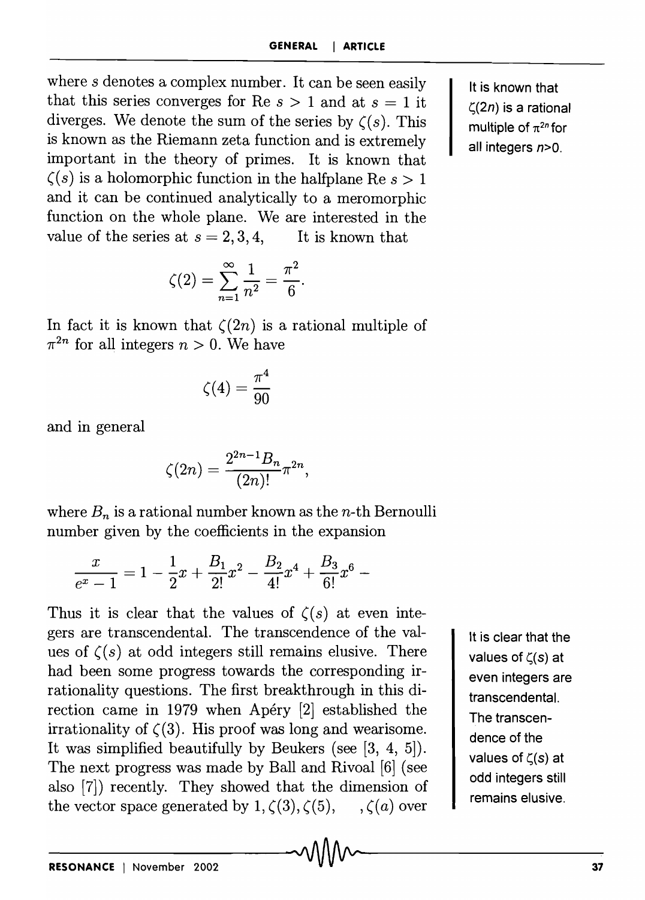where $s$ denotes a complex number. It can be seen easily that this series converges for Re $s > 1$ and at $s = 1$ it diverges. We denote the sum of the series by $\zeta(s)$. This is known as the Riemann zeta function and is extremely important in the theory of primes. It is known that $\zeta(s)$ is a holomorphic function in the halfplane Re $s > 1$ and it can be continued analytically to a meromorphic function on the whole plane. We are interested in the value of the series at $s = 2, 3, 4, \quad$ It is known that

$$\zeta(2) = \sum_{n=1}^{\infty} \frac{1}{n^2} = \frac{\pi^2}{6}.$$

In fact it is known that $\zeta(2n)$ is a rational multiple of $\pi^{2n}$ for all integers $n > 0$. We have

$$\zeta(4) = \frac{\pi^4}{90}$$

and in general

$$\zeta(2n) = \frac{2^{2n-1} B_n}{(2n)!} \pi^{2n},$$

where $B_n$ is a rational number known as the $n$-th Bernoulli number given by the coefficients in the expansion

$$\frac{x}{e^x - 1} = 1 - \frac{1}{2}x + \frac{B_1}{2!}x^2 - \frac{B_2}{4!}x^4 + \frac{B_3}{6!}x^6 -$$

Thus it is clear that the values of $\zeta(s)$ at even integers are transcendental. The transcendence of the values of $\zeta(s)$ at odd integers still remains elusive. There had been some progress towards the corresponding irrationality questions. The first breakthrough in this direction came in 1979 when Apéry [2] established the irrationality of $\zeta(3)$. His proof was long and wearisome. It was simplified beautifully by Beukers (see [3, 4, 5]). The next progress was made by Ball and Rivoal [6] (see also [7]) recently. They showed that the dimension of the vector space generated by $1, \zeta(3), \zeta(5), \quad , \zeta(a)$ over

It is known that $\zeta(2n)$ is a rational multiple of $\pi^{2n}$ for all integers $n>0$.

It is clear that the values of $\zeta(s)$ at even integers are transcendental. The transcendence of the values of $\zeta(s)$ at odd integers still remains elusive.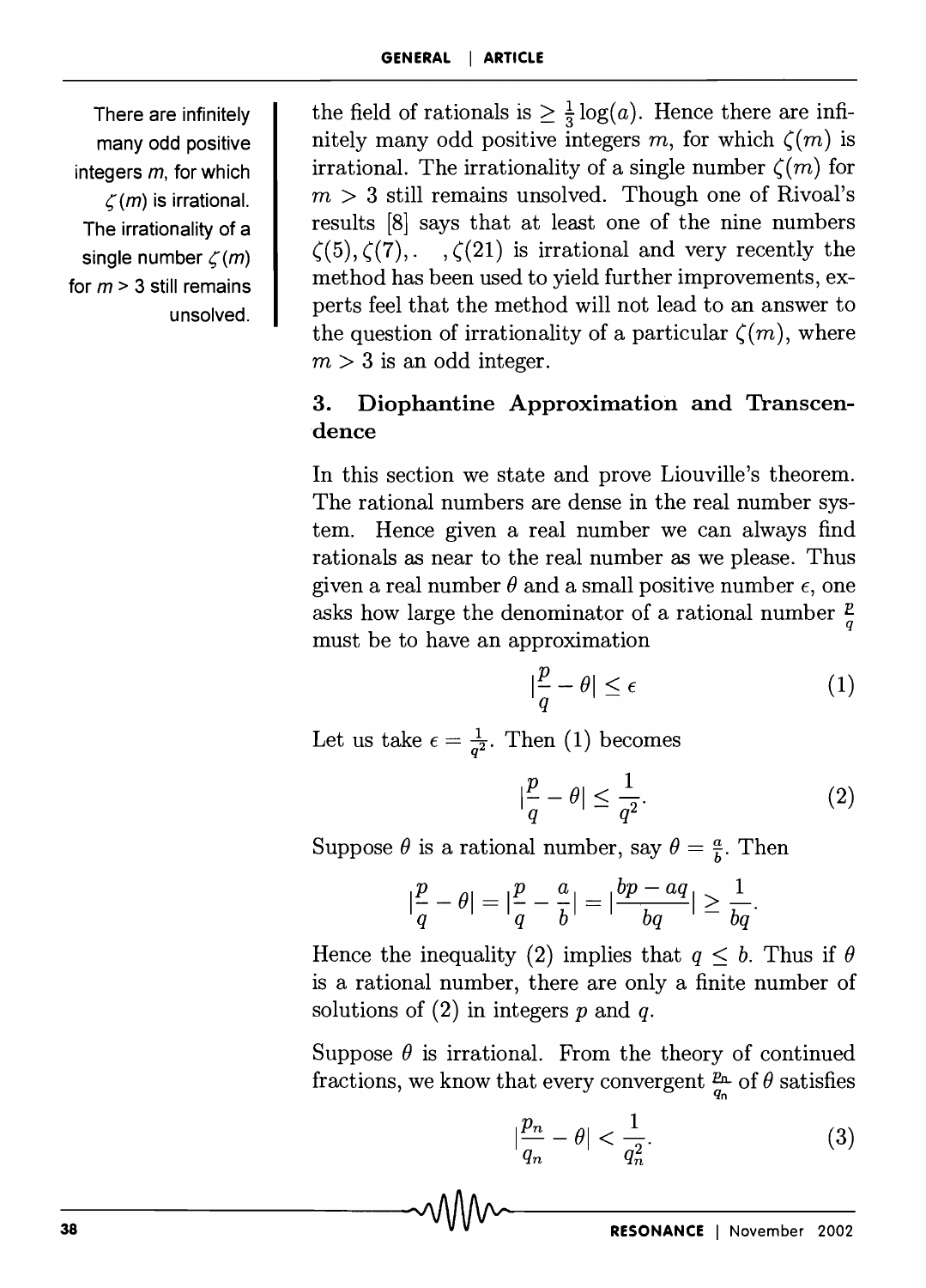There are infinitely many odd positive integers $m$, for which $\zeta(m)$ is irrational. The irrationality of a single number $\zeta(m)$ for $m > 3$ still remains unsolved.

the field of rationals is $\geq \frac{1}{3}\log(a)$. Hence there are infinitely many odd positive integers $m$, for which $\zeta(m)$ is irrational. The irrationality of a single number $\zeta(m)$ for $m > 3$ still remains unsolved. Though one of Rivoal's results [8] says that at least one of the nine numbers $\zeta(5), \zeta(7), . \quad , \zeta(21)$ is irrational and very recently the method has been used to yield further improvements, experts feel that the method will not lead to an answer to the question of irrationality of a particular $\zeta(m)$, where $m > 3$ is an odd integer.

## 3. Diophantine Approximation and Transcendence

In this section we state and prove Liouville's theorem. The rational numbers are dense in the real number system. Hence given a real number we can always find rationals as near to the real number as we please. Thus given a real number $\theta$ and a small positive number $\epsilon$, one asks how large the denominator of a rational number $\frac{p}{q}$ must be to have an approximation

$$|\frac{p}{q} - \theta| \leq \epsilon \tag{1}$$

Let us take $\epsilon = \frac{1}{q^2}$. Then (1) becomes

$$|\frac{p}{q} - \theta| \leq \frac{1}{q^2}. \tag{2}$$

Suppose $\theta$ is a rational number, say $\theta = \frac{a}{b}$. Then

$$|\frac{p}{q} - \theta| = |\frac{p}{q} - \frac{a}{b}| = |\frac{bp - aq}{bq}| \geq \frac{1}{bq}.$$

Hence the inequality (2) implies that $q \leq b$. Thus if $\theta$ is a rational number, there are only a finite number of solutions of (2) in integers $p$ and $q$.

Suppose $\theta$ is irrational. From the theory of continued fractions, we know that every convergent $\frac{p_n}{q_n}$ of $\theta$ satisfies

$$|\frac{p_n}{q_n} - \theta| < \frac{1}{q_n^2}. \tag{3}$$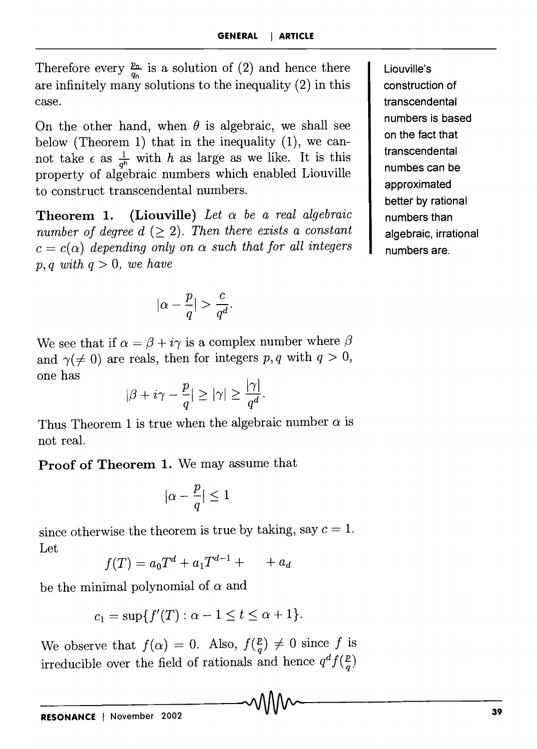Therefore every $\frac{p_n}{q_n}$ is a solution of (2) and hence there are infinitely many solutions to the inequality (2) in this case.

On the other hand, when $\theta$ is algebraic, we shall see below (Theorem 1) that in the inequality (1), we cannot take $\epsilon$ as $\frac{1}{q^h}$ with $h$ as large as we like. It is this property of algebraic numbers which enabled Liouville to construct transcendental numbers.

Liouville's construction of transcendental numbers is based on the fact that transcendental numbes can be approximated better by rational numbers than algebraic, irrational numbers are.

**Theorem 1.** **(Liouville)** *Let $\alpha$ be a real algebraic number of degree $d$ ($\geq 2$). Then there exists a constant $c = c(\alpha)$ depending only on $\alpha$ such that for all integers $p, q$ with $q > 0$, we have*

$$|\alpha - \frac{p}{q}| > \frac{c}{q^d}.$$

We see that if $\alpha = \beta + i\gamma$ is a complex number where $\beta$ and $\gamma (\neq 0)$ are reals, then for integers $p, q$ with $q > 0$, one has

$$|\beta + i\gamma - \frac{p}{q}| \geq |\gamma| \geq \frac{|\gamma|}{q^d}.$$

Thus Theorem 1 is true when the algebraic number $\alpha$ is not real.

**Proof of Theorem 1.** We may assume that

$$|\alpha - \frac{p}{q}| \leq 1$$

since otherwise the theorem is true by taking, say $c = 1$. Let

$$f(T) = a_0T^d + a_1T^{d-1} + \quad + a_d$$

be the minimal polynomial of $\alpha$ and

$$c_1 = \sup\{f'(T) : \alpha - 1 \leq t \leq \alpha + 1\}.$$

We observe that $f(\alpha) = 0$. Also, $f(\frac{p}{q}) \neq 0$ since $f$ is irreducible over the field of rationals and hence $q^d f(\frac{p}{q})$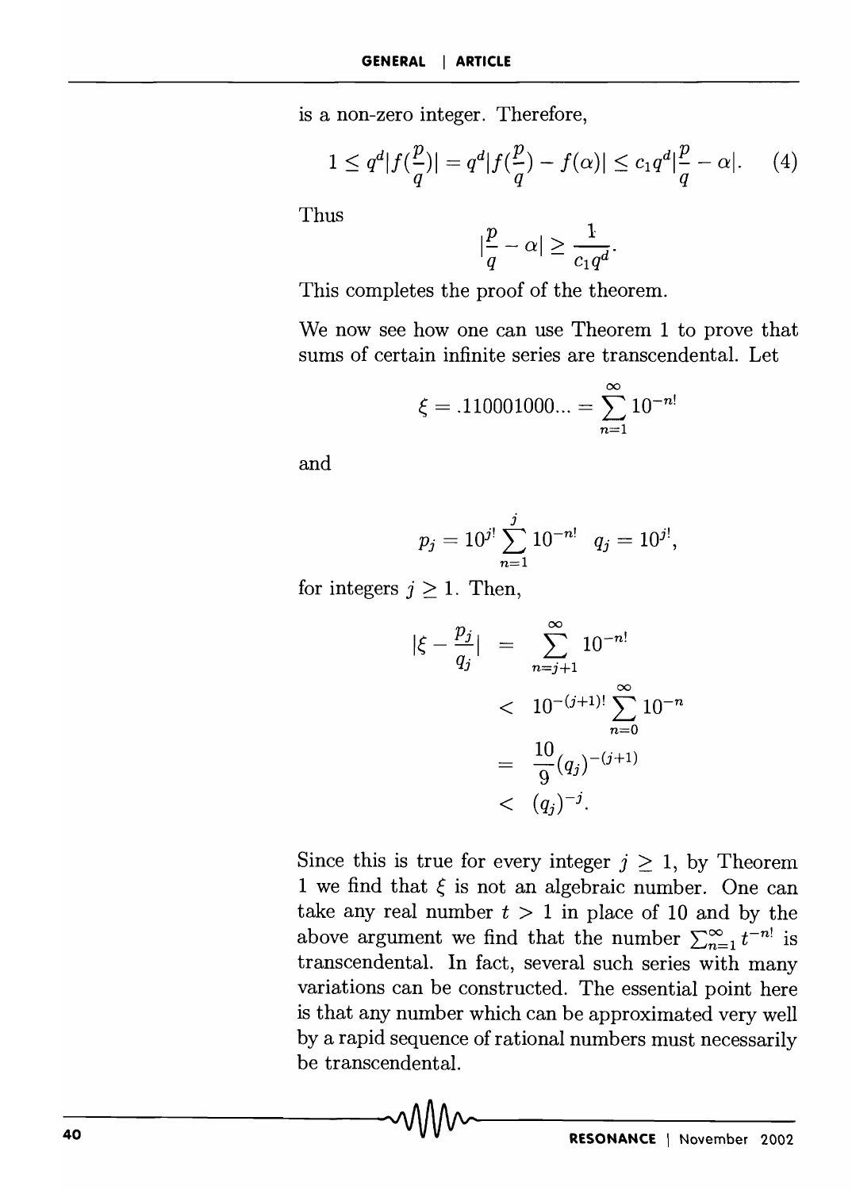is a non-zero integer. Therefore,

$$1 \leq q^d |f(\frac{p}{q})| = q^d |f(\frac{p}{q}) - f(\alpha)| \leq c_1 q^d |\frac{p}{q} - \alpha|. \quad (4)$$

Thus

$$|\frac{p}{q} - \alpha| \geq \frac{1}{c_1 q^d}.$$

This completes the proof of the theorem.

We now see how one can use Theorem 1 to prove that sums of certain infinite series are transcendental. Let

$$\xi = .110001000... = \sum_{n=1}^{\infty} 10^{-n!}$$

and

$$p_j = 10^{j!} \sum_{n=1}^{j} 10^{-n!} \quad q_j = 10^{j!},$$

for integers $j \geq 1$. Then,

$$\begin{aligned} |\xi - \frac{p_j}{q_j}| &= \sum_{n=j+1}^{\infty} 10^{-n!} \\ &< 10^{-(j+1)!} \sum_{n=0}^{\infty} 10^{-n} \\ &= \frac{10}{9} (q_j)^{-(j+1)} \\ &< (q_j)^{-j}. \end{aligned}$$

Since this is true for every integer $j \geq 1$, by Theorem 1 we find that $\xi$ is not an algebraic number. One can take any real number $t > 1$ in place of 10 and by the above argument we find that the number $\sum_{n=1}^{\infty} t^{-n!}$ is transcendental. In fact, several such series with many variations can be constructed. The essential point here is that any number which can be approximated very well by a rapid sequence of rational numbers must necessarily be transcendental.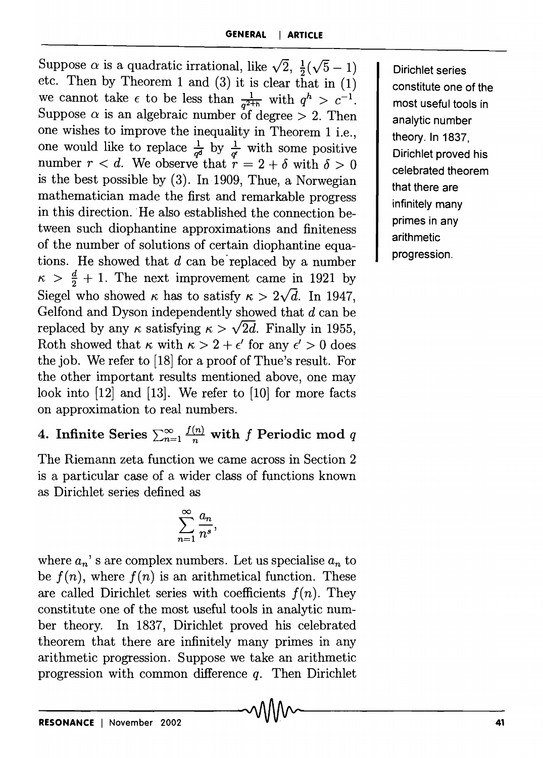Suppose $\alpha$ is a quadratic irrational, like $\sqrt{2}$, $\frac{1}{2}(\sqrt{5}-1)$ etc. Then by Theorem 1 and (3) it is clear that in (1) we cannot take $\epsilon$ to be less than $\frac{1}{q^{2+h}}$ with $q^h > c^{-1}$. Suppose $\alpha$ is an algebraic number of degree $> 2$. Then one wishes to improve the inequality in Theorem 1 i.e., one would like to replace $\frac{1}{q^d}$ by $\frac{1}{q^r}$ with some positive number $r < d$. We observe that $r = 2 + \delta$ with $\delta > 0$ is the best possible by (3). In 1909, Thue, a Norwegian mathematician made the first and remarkable progress in this direction. He also established the connection between such diophantine approximations and finiteness of the number of solutions of certain diophantine equations. He showed that $d$ can be replaced by a number $\kappa > \frac{d}{2} + 1$. The next improvement came in 1921 by Siegel who showed $\kappa$ has to satisfy $\kappa > 2\sqrt{d}$. In 1947, Gelfond and Dyson independently showed that $d$ can be replaced by any $\kappa$ satisfying $\kappa > \sqrt{2d}$. Finally in 1955, Roth showed that $\kappa$ with $\kappa > 2 + \epsilon'$ for any $\epsilon' > 0$ does the job. We refer to [18] for a proof of Thue's result. For the other important results mentioned above, one may look into [12] and [13]. We refer to [10] for more facts on approximation to real numbers.

## 4. Infinite Series $\sum_{n=1}^{\infty} \frac{f(n)}{n}$ with $f$ Periodic mod $q$

The Riemann zeta function we came across in Section 2 is a particular case of a wider class of functions known as Dirichlet series defined as

$$\sum_{n=1}^{\infty} \frac{a_n}{n^s},$$

where $a_n$' s are complex numbers. Let us specialise $a_n$ to be $f(n)$, where $f(n)$ is an arithmetical function. These are called Dirichlet series with coefficients $f(n)$. They constitute one of the most useful tools in analytic number theory. In 1837, Dirichlet proved his celebrated theorem that there are infinitely many primes in any arithmetic progression. Suppose we take an arithmetic progression with common difference $q$. Then Dirichlet

Dirichlet series constitute one of the most useful tools in analytic number theory. In 1837, Dirichlet proved his celebrated theorem that there are infinitely many primes in any arithmetic progression.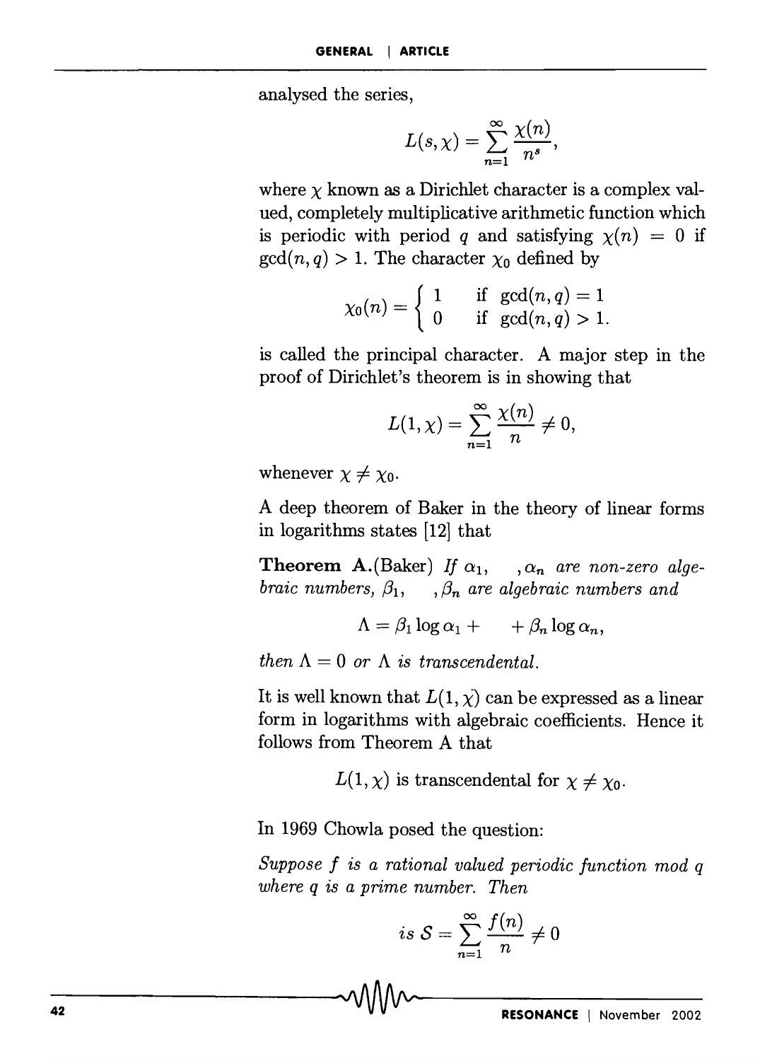analysed the series,

$$L(s, \chi) = \sum_{n=1}^{\infty} \frac{\chi(n)}{n^s},$$

where $\chi$ known as a Dirichlet character is a complex valued, completely multiplicative arithmetic function which is periodic with period $q$ and satisfying $\chi(n) = 0$ if $\gcd(n, q) > 1$. The character $\chi_0$ defined by

$$\chi_0(n) = \begin{cases} 1 & \text{if } \gcd(n, q) = 1 \\ 0 & \text{if } \gcd(n, q) > 1. \end{cases}$$

is called the principal character. A major step in the proof of Dirichlet's theorem is in showing that

$$L(1, \chi) = \sum_{n=1}^{\infty} \frac{\chi(n)}{n} \neq 0,$$

whenever $\chi \neq \chi_0$.

A deep theorem of Baker in the theory of linear forms in logarithms states [12] that

**Theorem A.** (Baker) *If $\alpha_1, \quad, \alpha_n$ are non-zero algebraic numbers, $\beta_1, \quad, \beta_n$ are algebraic numbers and*

$$\Lambda = \beta_1 \log \alpha_1 + \quad + \beta_n \log \alpha_n,$$

*then $\Lambda = 0$ or $\Lambda$ is transcendental.*

It is well known that $L(1, \chi)$ can be expressed as a linear form in logarithms with algebraic coefficients. Hence it follows from Theorem A that

$$L(1, \chi) \text{ is transcendental for } \chi \neq \chi_0.$$

In 1969 Chowla posed the question:

*Suppose $f$ is a rational valued periodic function mod $q$ where $q$ is a prime number. Then*

$$\textit{is } \mathcal{S} = \sum_{n=1}^{\infty} \frac{f(n)}{n} \neq 0$$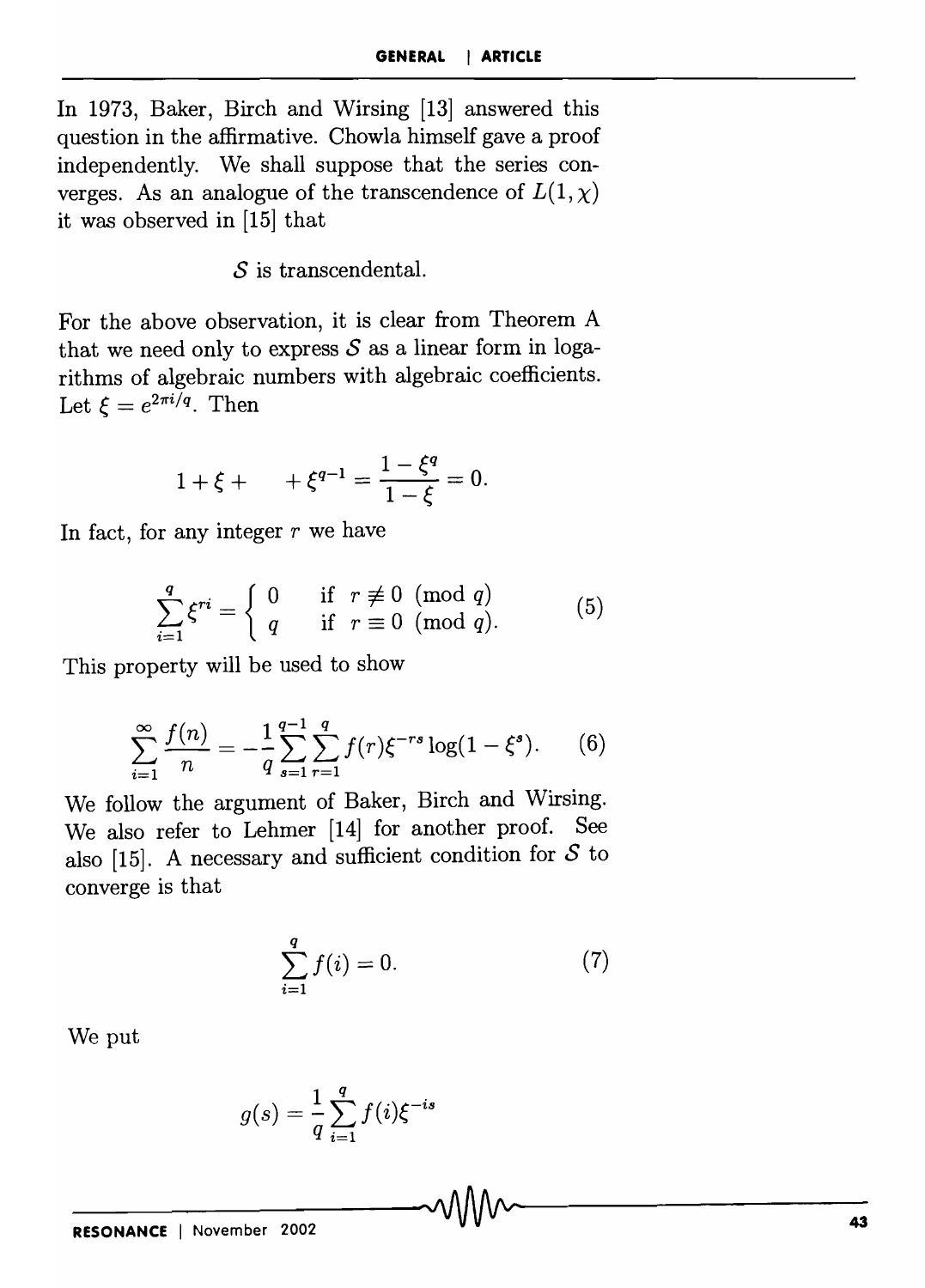In 1973, Baker, Birch and Wirsing [13] answered this question in the affirmative. Chowla himself gave a proof independently. We shall suppose that the series converges. As an analogue of the transcendence of $L(1, \chi)$ it was observed in [15] that

$\mathcal{S}$ is transcendental.

For the above observation, it is clear from Theorem A that we need only to express $\mathcal{S}$ as a linear form in logarithms of algebraic numbers with algebraic coefficients. Let $\xi = e^{2\pi i/q}$. Then

$$1 + \xi + \quad + \xi^{q-1} = \frac{1 - \xi^q}{1 - \xi} = 0.$$

In fact, for any integer $r$ we have

$$\sum_{i=1}^{q} \xi^{ri} = \begin{cases} 0 & \text{if } r \not\equiv 0 \pmod{q} \\ q & \text{if } r \equiv 0 \pmod{q}. \end{cases} \tag{5}$$

This property will be used to show

$$\sum_{i=1}^{\infty} \frac{f(n)}{n} = -\frac{1}{q} \sum_{s=1}^{q-1} \sum_{r=1}^{q} f(r) \xi^{-rs} \log(1 - \xi^s). \tag{6}$$

We follow the argument of Baker, Birch and Wirsing. We also refer to Lehmer [14] for another proof. See also [15]. A necessary and sufficient condition for $\mathcal{S}$ to converge is that

$$\sum_{i=1}^{q} f(i) = 0. \tag{7}$$

We put

$$g(s) = \frac{1}{q} \sum_{i=1}^{q} f(i) \xi^{-is}$$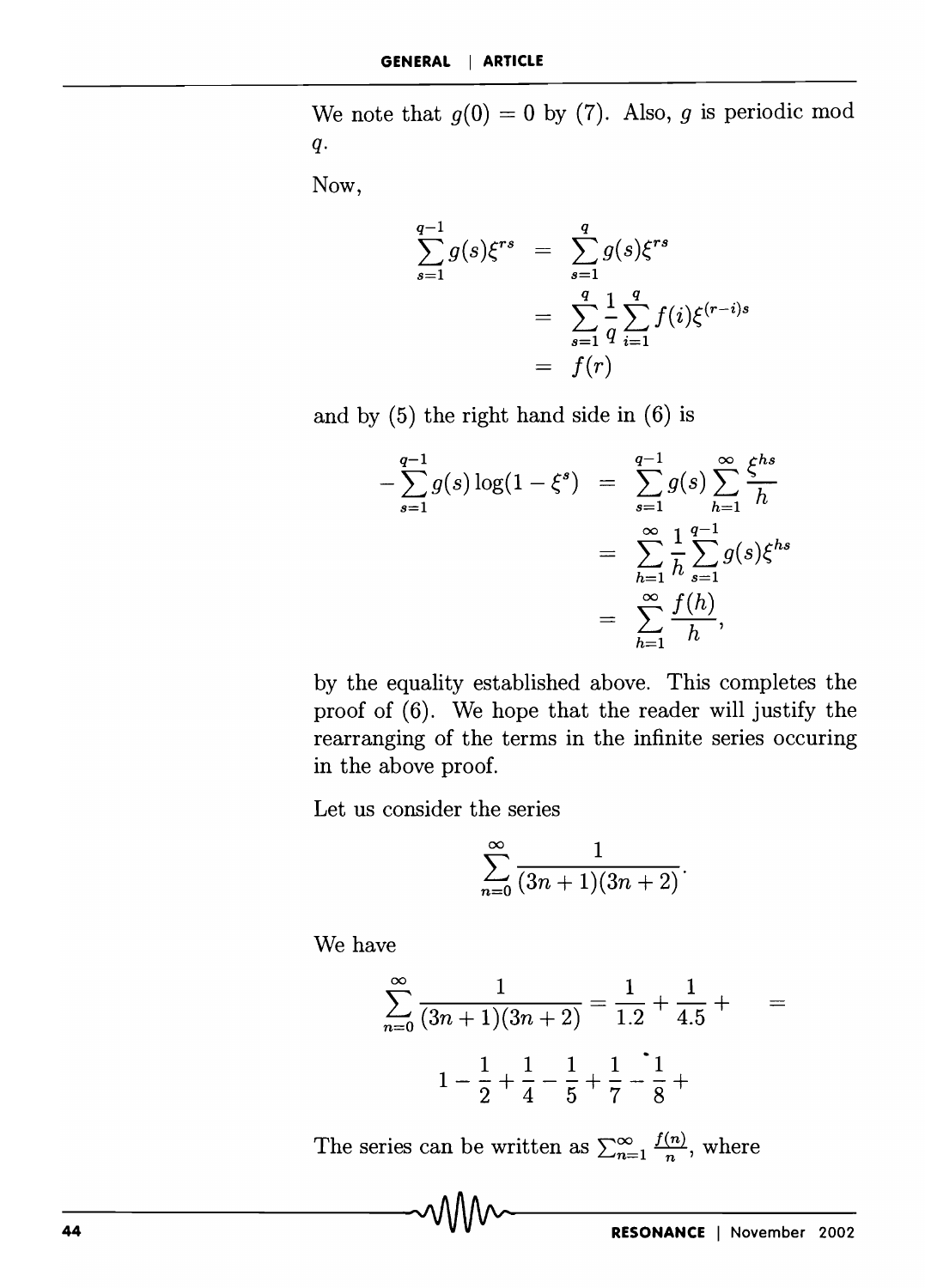We note that $g(0) = 0$ by (7). Also, $g$ is periodic mod $q$.

Now,

$$\begin{aligned}
\sum_{s=1}^{q-1} g(s)\xi^{rs} &= \sum_{s=1}^{q} g(s)\xi^{rs} \\
&= \sum_{s=1}^{q} \frac{1}{q} \sum_{i=1}^{q} f(i)\xi^{(r-i)s} \\
&= f(r)
\end{aligned}$$

and by (5) the right hand side in (6) is

$$\begin{aligned}
-\sum_{s=1}^{q-1} g(s)\log(1-\xi^s) &= \sum_{s=1}^{q-1} g(s) \sum_{h=1}^{\infty} \frac{\xi^{hs}}{h} \\
&= \sum_{h=1}^{\infty} \frac{1}{h} \sum_{s=1}^{q-1} g(s)\xi^{hs} \\
&= \sum_{h=1}^{\infty} \frac{f(h)}{h},
\end{aligned}$$

by the equality established above. This completes the proof of (6). We hope that the reader will justify the rearranging of the terms in the infinite series occuring in the above proof.

Let us consider the series

$$\sum_{n=0}^{\infty} \frac{1}{(3n+1)(3n+2)}.$$

We have

$$\sum_{n=0}^{\infty} \frac{1}{(3n+1)(3n+2)} = \frac{1}{1.2} + \frac{1}{4.5} + \quad =$$

$$1 - \frac{1}{2} + \frac{1}{4} - \frac{1}{5} + \frac{1}{7} - \frac{1}{8} +$$

The series can be written as $\sum_{n=1}^{\infty} \frac{f(n)}{n}$, where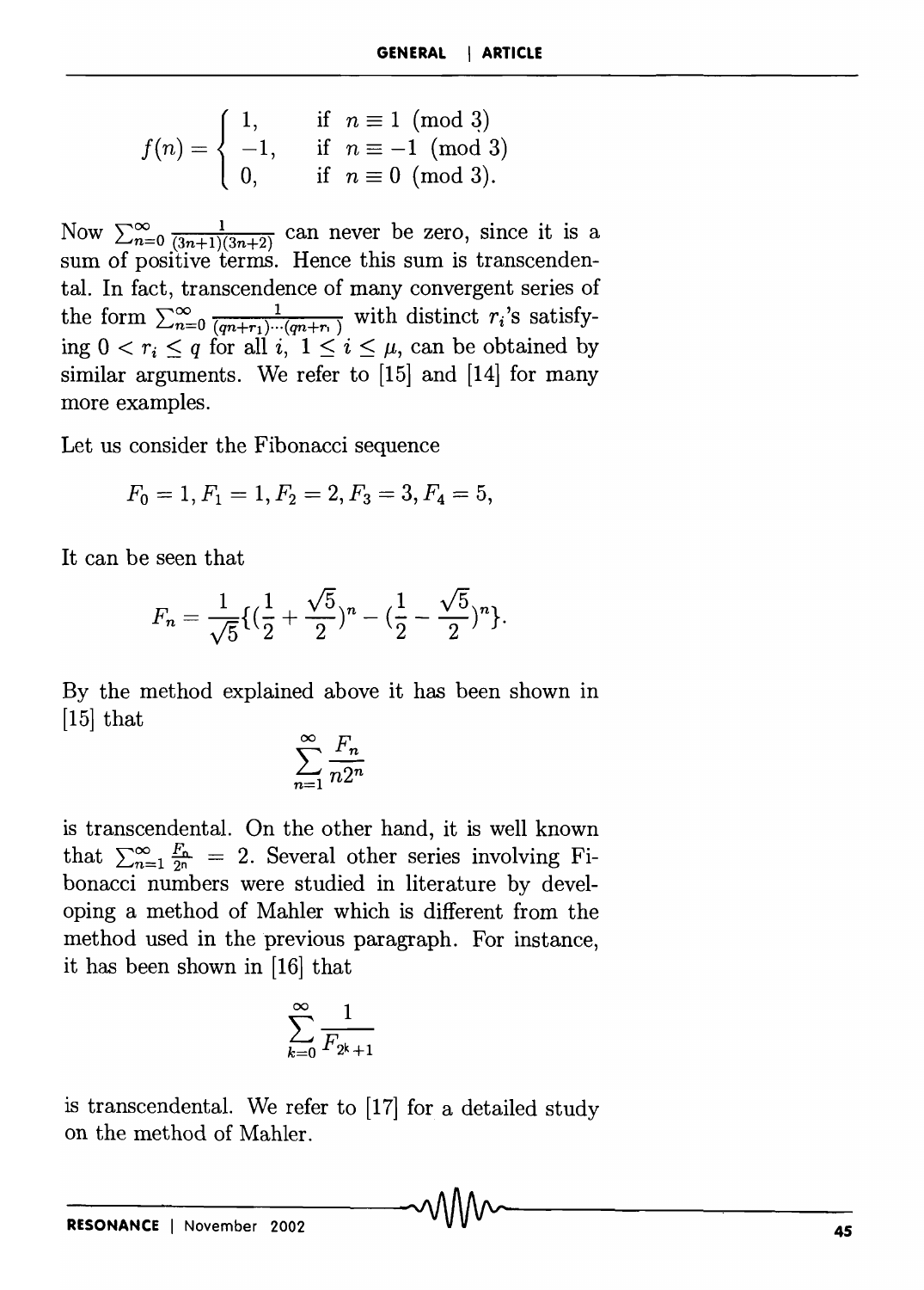$$f(n) = \begin{cases} 1, & \text{if } n \equiv 1 \pmod 3 \\ -1, & \text{if } n \equiv -1 \pmod 3 \\ 0, & \text{if } n \equiv 0 \pmod 3). \end{cases}$$

Now $\sum_{n=0}^{\infty} \frac{1}{(3n+1)(3n+2)}$ can never be zero, since it is a sum of positive terms. Hence this sum is transcendental. In fact, transcendence of many convergent series of the form $\sum_{n=0}^{\infty} \frac{1}{(qn+r_1)\cdots(qn+r_\mu)}$ with distinct $r_i$'s satisfying $0 < r_i \leq q$ for all $i$, $1 \leq i \leq \mu$, can be obtained by similar arguments. We refer to [15] and [14] for many more examples.

Let us consider the Fibonacci sequence

$$F_0 = 1, F_1 = 1, F_2 = 2, F_3 = 3, F_4 = 5,$$

It can be seen that

$$F_n = \frac{1}{\sqrt{5}}\{(\frac{1}{2} + \frac{\sqrt{5}}{2})^n - (\frac{1}{2} - \frac{\sqrt{5}}{2})^n\}.$$

By the method explained above it has been shown in [15] that

$$\sum_{n=1}^{\infty} \frac{F_n}{n2^n}$$

is transcendental. On the other hand, it is well known that $\sum_{n=1}^{\infty} \frac{F_n}{2^n} = 2$. Several other series involving Fibonacci numbers were studied in literature by developing a method of Mahler which is different from the method used in the previous paragraph. For instance, it has been shown in [16] that

$$\sum_{k=0}^{\infty} \frac{1}{F_{2^k+1}}$$

is transcendental. We refer to [17] for a detailed study on the method of Mahler.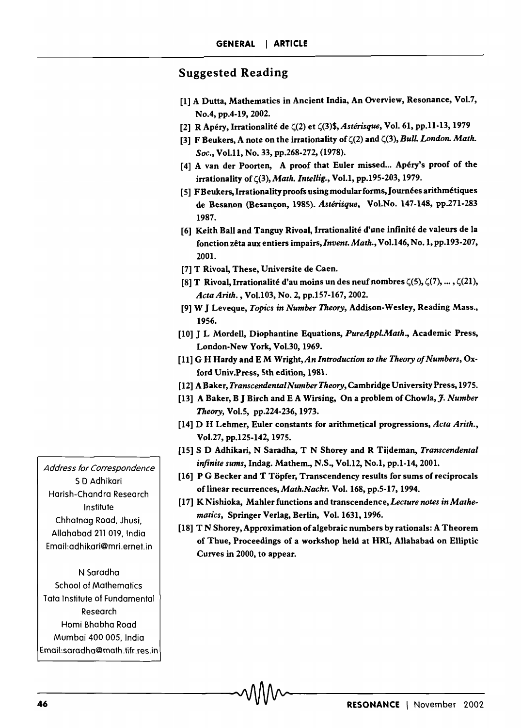## Suggested Reading

[1] A Dutta, Mathematics in Ancient India, An Overview, Resonance, Vol.7, No.4, pp.4-19, 2002.

[2] R Apéry, Irrationalité de $\zeta(2)$ et $\zeta(3)$\$, *Astérisque*, Vol. 61, pp.11-13, 1979

[3] F Beukers, A note on the irrationality of $\zeta(2)$ and $\zeta(3)$, *Bull. London. Math. Soc.*, Vol.11, No. 33, pp.268-272, (1978).

[4] A van der Poorten, A proof that Euler missed... Apéry's proof of the irrationality of $\zeta(3)$, *Math. Intellig.*, Vol.1, pp.195-203, 1979.

[5] F Beukers, Irrationality proofs using modular forms, Journées arithmétiques de Besanon (Besançon, 1985). *Astérisque*, Vol.No. 147-148, pp.271-283 1987.

[6] Keith Ball and Tanguy Rivoal, Irrationalité d'une infinité de valeurs de la fonction zêta aux entiers impairs, *Invent. Math.*, Vol.146, No. 1, pp.193-207, 2001.

[7] T Rivoal, These, Universite de Caen.

[8] T Rivoal, Irrationalité d'au moins un des neuf nombres $\zeta(5), \zeta(7), \ldots, \zeta(21)$, *Acta Arith.*, Vol.103, No. 2, pp.157-167, 2002.

[9] W J Leveque, *Topics in Number Theory*, Addison-Wesley, Reading Mass., 1956.

[10] J L Mordell, Diophantine Equations, *PureAppl.Math.*, Academic Press, London-New York, Vol.30, 1969.

[11] G H Hardy and E M Wright, *An Introduction to the Theory of Numbers*, Oxford Univ.Press, 5th edition, 1981.

[12] A Baker, *TranscendentalNumber Theory*, Cambridge University Press, 1975.

[13] A Baker, B J Birch and E A Wirsing, On a problem of Chowla, *J. Number Theory*, Vol.5, pp.224-236, 1973.

[14] D H Lehmer, Euler constants for arithmetical progressions, *Acta Arith.*, Vol.27, pp.125-142, 1975.

[15] S D Adhikari, N Saradha, T N Shorey and R Tijdeman, *Transcendental infinite sums*, Indag. Mathem., N.S., Vol.12, No.1, pp.1-14, 2001.

[16] P G Becker and T Töpfer, Transcendency results for sums of reciprocals of linear recurrences, *Math.Nachr.* Vol. 168, pp.5-17, 1994.

[17] K Nishioka, Mahler functions and transcendence, *Lecture notes in Mathematics*, Springer Verlag, Berlin, Vol. 1631, 1996.

[18] T N Shorey, Approximation of algebraic numbers by rationals: A Theorem of Thue, Proceedings of a workshop held at HRI, Allahabad on Elliptic Curves in 2000, to appear.

*Address for Correspondence*

S D Adhikari
Harish-Chandra Research Institute
Chhatnag Road, Jhusi,
Allahabad 211 019, India
Email:adhikari@mri.ernet.in

N Saradha
School of Mathematics
Tata Institute of Fundamental Research
Homi Bhabha Road
Mumbai 400 005, India
Email:saradha@math.tifr.res.in